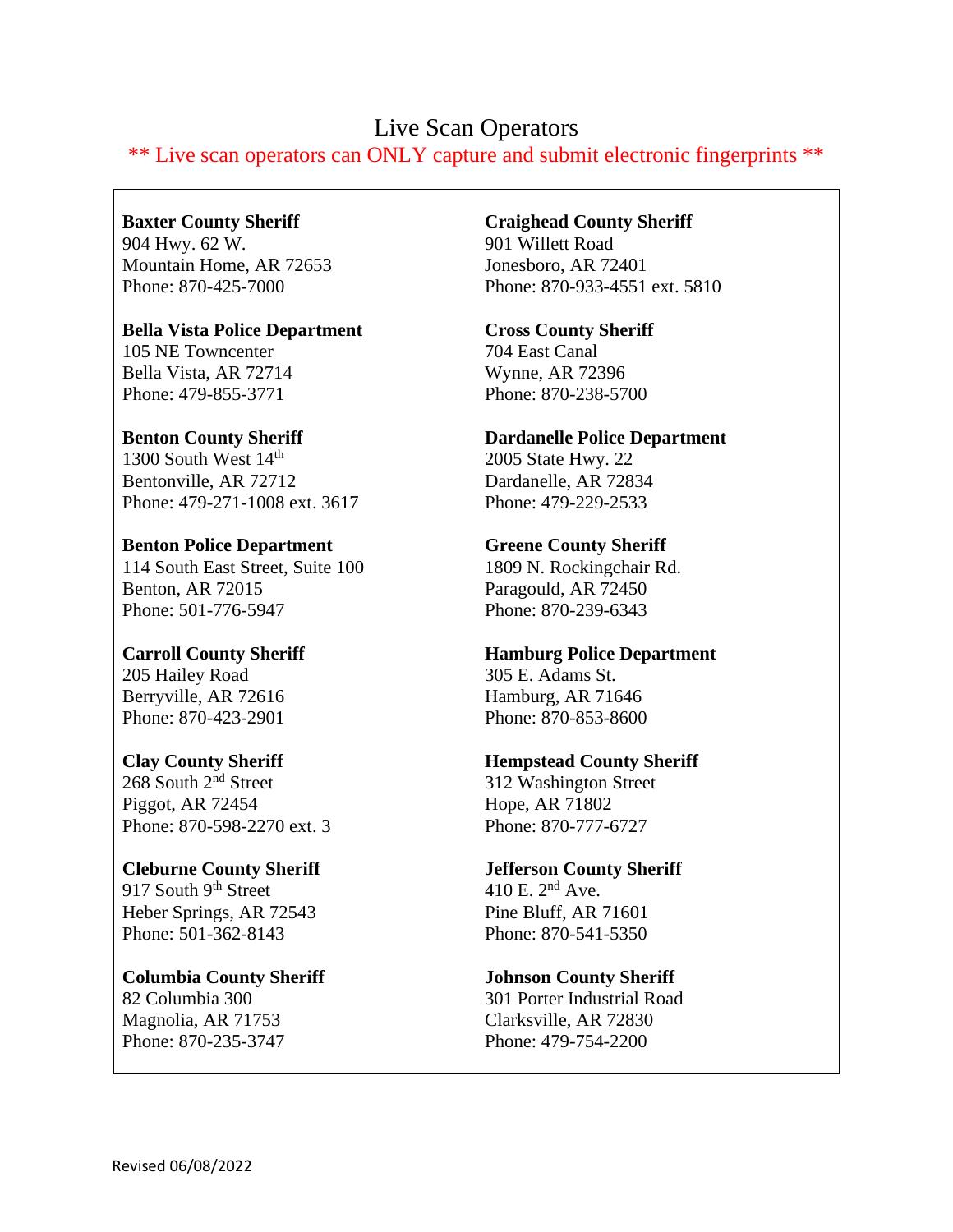# Live Scan Operators

** Live scan operators can ONLY capture and submit electronic fingerprints **

**Baxter County Sheriff**
904 Hwy. 62 W.
Mountain Home, AR 72653
Phone: 870-425-7000

**Bella Vista Police Department**
105 NE Towncenter
Bella Vista, AR 72714
Phone: 479-855-3771

**Benton County Sheriff**
1300 South West 14th
Bentonville, AR 72712
Phone: 479-271-1008 ext. 3617

**Benton Police Department**
114 South East Street, Suite 100
Benton, AR 72015
Phone: 501-776-5947

**Carroll County Sheriff**
205 Hailey Road
Berryville, AR 72616
Phone: 870-423-2901

**Clay County Sheriff**
268 South 2nd Street
Piggot, AR 72454
Phone: 870-598-2270 ext. 3

**Cleburne County Sheriff**
917 South 9th Street
Heber Springs, AR 72543
Phone: 501-362-8143

**Columbia County Sheriff**
82 Columbia 300
Magnolia, AR 71753
Phone: 870-235-3747

**Craighead County Sheriff**
901 Willett Road
Jonesboro, AR 72401
Phone: 870-933-4551 ext. 5810

**Cross County Sheriff**
704 East Canal
Wynne, AR 72396
Phone: 870-238-5700

**Dardanelle Police Department**
2005 State Hwy. 22
Dardanelle, AR 72834
Phone: 479-229-2533

**Greene County Sheriff**
1809 N. Rockingchair Rd.
Paragould, AR 72450
Phone: 870-239-6343

**Hamburg Police Department**
305 E. Adams St.
Hamburg, AR 71646
Phone: 870-853-8600

**Hempstead County Sheriff**
312 Washington Street
Hope, AR 71802
Phone: 870-777-6727

**Jefferson County Sheriff**
410 E. 2nd Ave.
Pine Bluff, AR 71601
Phone: 870-541-5350

**Johnson County Sheriff**
301 Porter Industrial Road
Clarksville, AR 72830
Phone: 479-754-2200

Revised 06/08/2022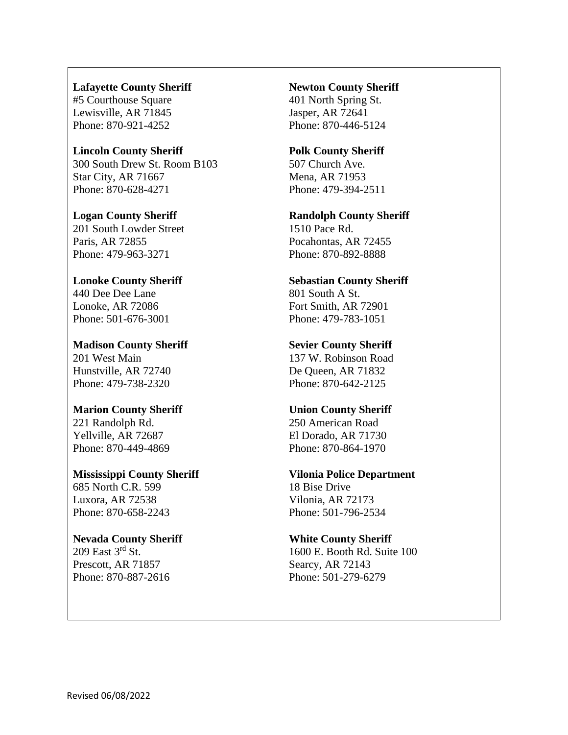**Lafayette County Sheriff**
#5 Courthouse Square
Lewisville, AR 71845
Phone: 870-921-4252

**Lincoln County Sheriff**
300 South Drew St. Room B103
Star City, AR 71667
Phone: 870-628-4271

**Logan County Sheriff**
201 South Lowder Street
Paris, AR 72855
Phone: 479-963-3271

**Lonoke County Sheriff**
440 Dee Dee Lane
Lonoke, AR 72086
Phone: 501-676-3001

**Madison County Sheriff**
201 West Main
Hunstville, AR 72740
Phone: 479-738-2320

**Marion County Sheriff**
221 Randolph Rd.
Yellville, AR 72687
Phone: 870-449-4869

**Mississippi County Sheriff**
685 North C.R. 599
Luxora, AR 72538
Phone: 870-658-2243

**Nevada County Sheriff**
209 East 3rd St.
Prescott, AR 71857
Phone: 870-887-2616

**Newton County Sheriff**
401 North Spring St.
Jasper, AR 72641
Phone: 870-446-5124

**Polk County Sheriff**
507 Church Ave.
Mena, AR 71953
Phone: 479-394-2511

**Randolph County Sheriff**
1510 Pace Rd.
Pocahontas, AR 72455
Phone: 870-892-8888

**Sebastian County Sheriff**
801 South A St.
Fort Smith, AR 72901
Phone: 479-783-1051

**Sevier County Sheriff**
137 W. Robinson Road
De Queen, AR 71832
Phone: 870-642-2125

**Union County Sheriff**
250 American Road
El Dorado, AR 71730
Phone: 870-864-1970

**Vilonia Police Department**
18 Bise Drive
Vilonia, AR 72173
Phone: 501-796-2534

**White County Sheriff**
1600 E. Booth Rd. Suite 100
Searcy, AR 72143
Phone: 501-279-6279

Revised 06/08/2022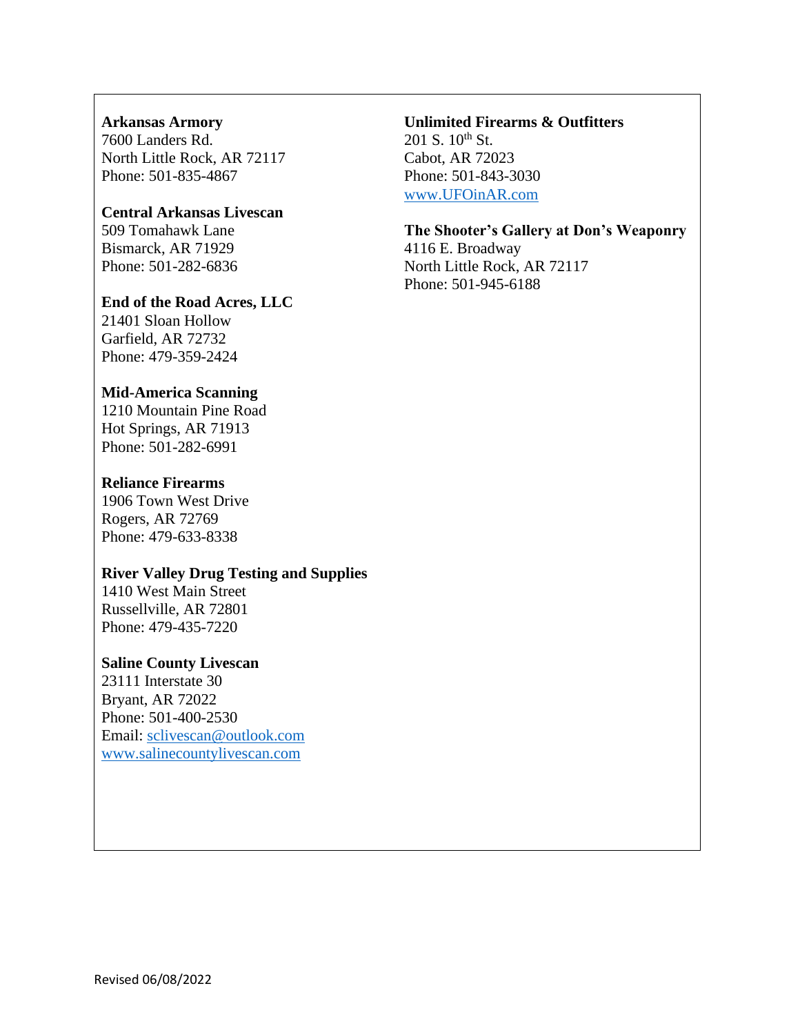**Arkansas Armory**
7600 Landers Rd.
North Little Rock, AR 72117
Phone: 501-835-4867

**Central Arkansas Livescan**
509 Tomahawk Lane
Bismarck, AR 71929
Phone: 501-282-6836

**End of the Road Acres, LLC**
21401 Sloan Hollow
Garfield, AR 72732
Phone: 479-359-2424

**Mid-America Scanning**
1210 Mountain Pine Road
Hot Springs, AR 71913
Phone: 501-282-6991

**Reliance Firearms**
1906 Town West Drive
Rogers, AR 72769
Phone: 479-633-8338

**River Valley Drug Testing and Supplies**
1410 West Main Street
Russellville, AR 72801
Phone: 479-435-7220

**Saline County Livescan**
23111 Interstate 30
Bryant, AR 72022
Phone: 501-400-2530
Email: sclivescan@outlook.com
www.salinecountylivescan.com

**Unlimited Firearms & Outfitters**
201 S. 10th St.
Cabot, AR 72023
Phone: 501-843-3030
www.UFOinAR.com

**The Shooter's Gallery at Don's Weaponry**
4116 E. Broadway
North Little Rock, AR 72117
Phone: 501-945-6188

Revised 06/08/2022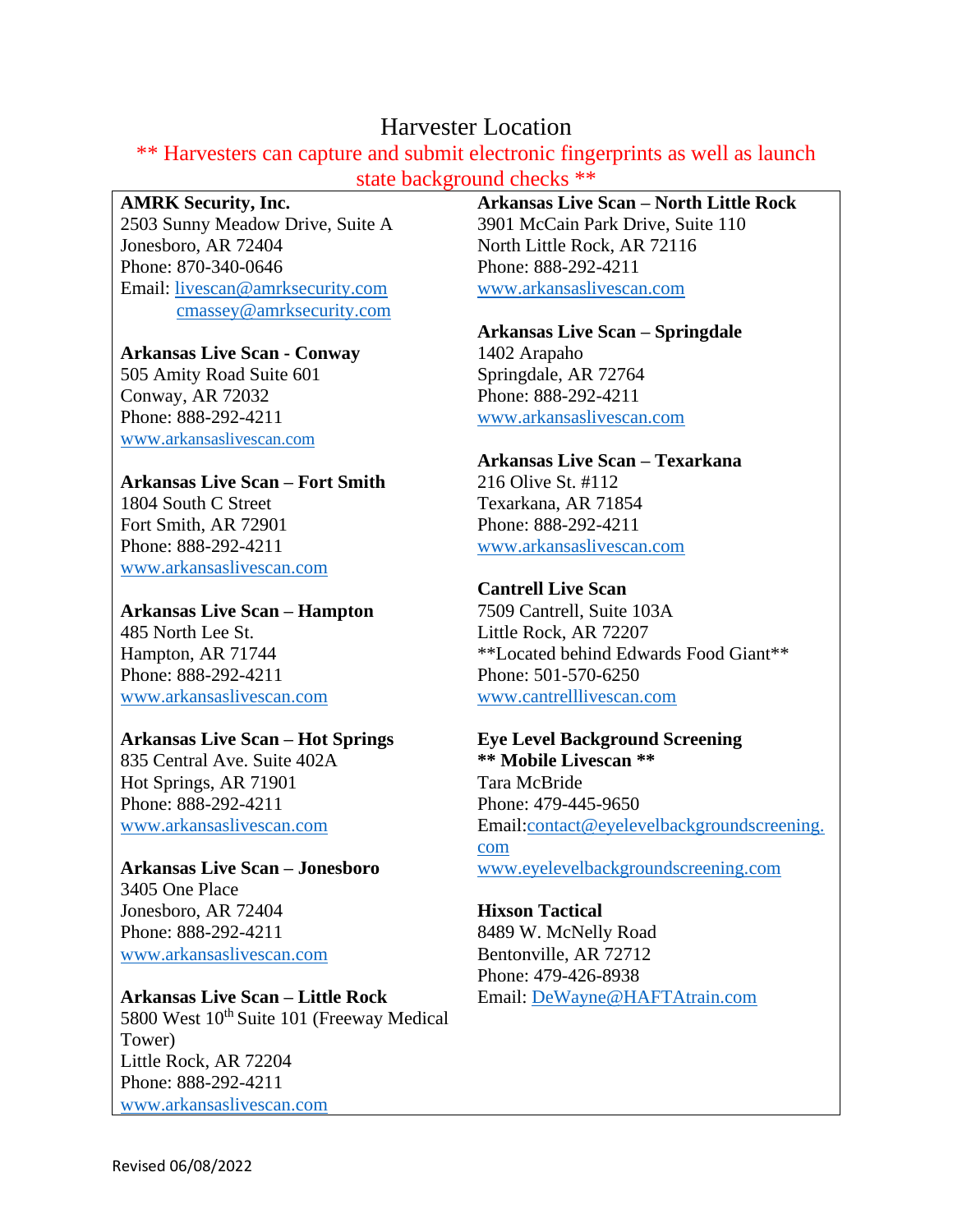# Harvester Location

** Harvesters can capture and submit electronic fingerprints as well as launch state background checks **

**AMRK Security, Inc.**
2503 Sunny Meadow Drive, Suite A
Jonesboro, AR 72404
Phone: 870-340-0646
Email: livescan@amrksecurity.com
cmassey@amrksecurity.com

**Arkansas Live Scan - Conway**
505 Amity Road Suite 601
Conway, AR 72032
Phone: 888-292-4211
www.arkansaslivescan.com

**Arkansas Live Scan – Fort Smith**
1804 South C Street
Fort Smith, AR 72901
Phone: 888-292-4211
www.arkansaslivescan.com

**Arkansas Live Scan – Hampton**
485 North Lee St.
Hampton, AR 71744
Phone: 888-292-4211
www.arkansaslivescan.com

**Arkansas Live Scan – Hot Springs**
835 Central Ave. Suite 402A
Hot Springs, AR 71901
Phone: 888-292-4211
www.arkansaslivescan.com

**Arkansas Live Scan – Jonesboro**
3405 One Place
Jonesboro, AR 72404
Phone: 888-292-4211
www.arkansaslivescan.com

**Arkansas Live Scan – Little Rock**
5800 West 10th Suite 101 (Freeway Medical Tower)
Little Rock, AR 72204
Phone: 888-292-4211
www.arkansaslivescan.com

**Arkansas Live Scan – North Little Rock**
3901 McCain Park Drive, Suite 110
North Little Rock, AR 72116
Phone: 888-292-4211
www.arkansaslivescan.com

**Arkansas Live Scan – Springdale**
1402 Arapaho
Springdale, AR 72764
Phone: 888-292-4211
www.arkansaslivescan.com

**Arkansas Live Scan – Texarkana**
216 Olive St. #112
Texarkana, AR 71854
Phone: 888-292-4211
www.arkansaslivescan.com

**Cantrell Live Scan**
7509 Cantrell, Suite 103A
Little Rock, AR 72207
**Located behind Edwards Food Giant**
Phone: 501-570-6250
www.cantrelllivescan.com

**Eye Level Background Screening**
**** Mobile Livescan ****
Tara McBride
Phone: 479-445-9650
Email: contact@eyelevelbackgroundscreening.com
www.eyelevelbackgroundscreening.com

**Hixson Tactical**
8489 W. McNelly Road
Bentonville, AR 72712
Phone: 479-426-8938
Email: DeWayne@HAFTAtrain.com

Revised 06/08/2022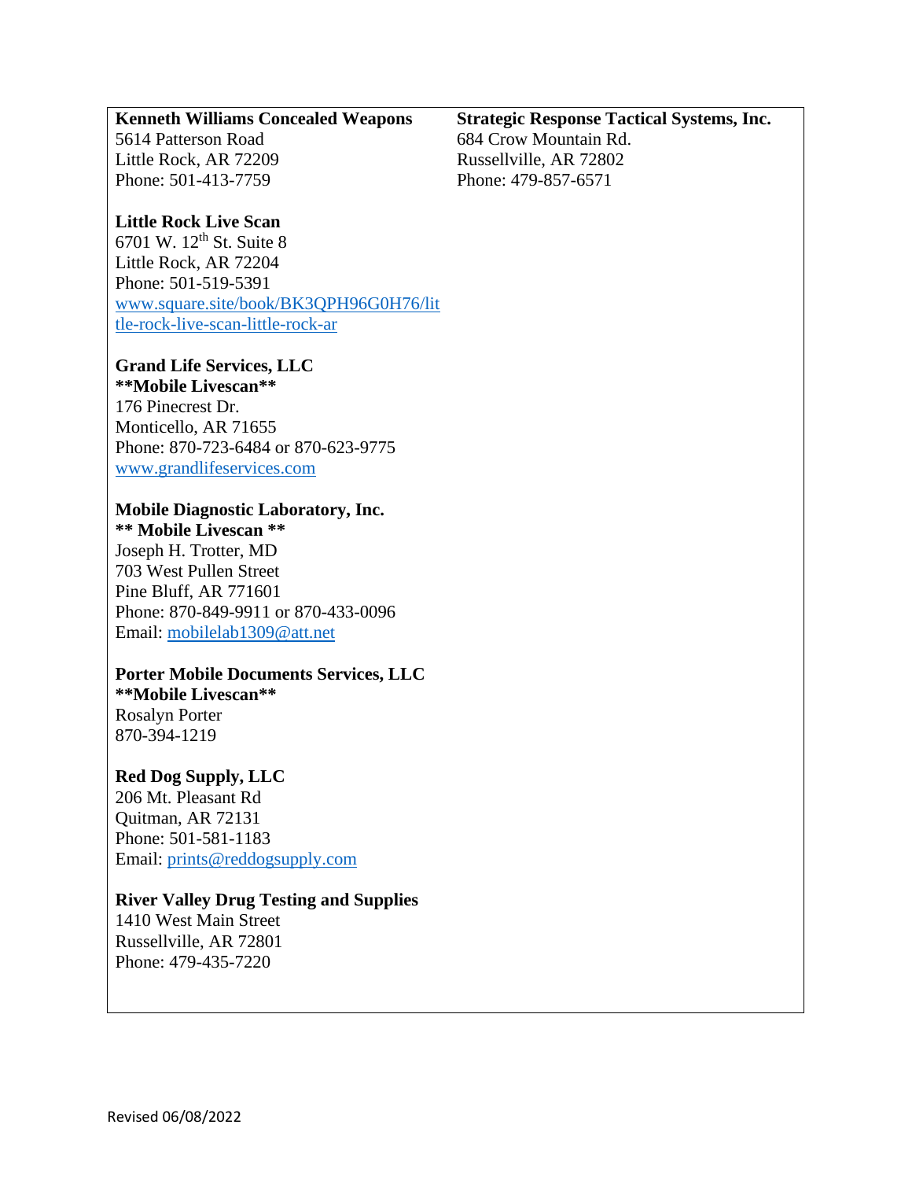**Kenneth Williams Concealed Weapons**
5614 Patterson Road
Little Rock, AR 72209
Phone: 501-413-7759

**Little Rock Live Scan**
6701 W. 12th St. Suite 8
Little Rock, AR 72204
Phone: 501-519-5391
www.square.site/book/BK3QPH96G0H76/little-rock-live-scan-little-rock-ar

**Grand Life Services, LLC**
**\*\*Mobile Livescan\*\***
176 Pinecrest Dr.
Monticello, AR 71655
Phone: 870-723-6484 or 870-623-9775
www.grandlifeservices.com

**Mobile Diagnostic Laboratory, Inc.**
**\*\* Mobile Livescan \*\***
Joseph H. Trotter, MD
703 West Pullen Street
Pine Bluff, AR 771601
Phone: 870-849-9911 or 870-433-0096
Email: mobilelab1309@att.net

**Porter Mobile Documents Services, LLC**
**\*\*Mobile Livescan\*\***
Rosalyn Porter
870-394-1219

**Red Dog Supply, LLC**
206 Mt. Pleasant Rd
Quitman, AR 72131
Phone: 501-581-1183
Email: prints@reddogsupply.com

**River Valley Drug Testing and Supplies**
1410 West Main Street
Russellville, AR 72801
Phone: 479-435-7220

**Strategic Response Tactical Systems, Inc.**
684 Crow Mountain Rd.
Russellville, AR 72802
Phone: 479-857-6571

Revised 06/08/2022